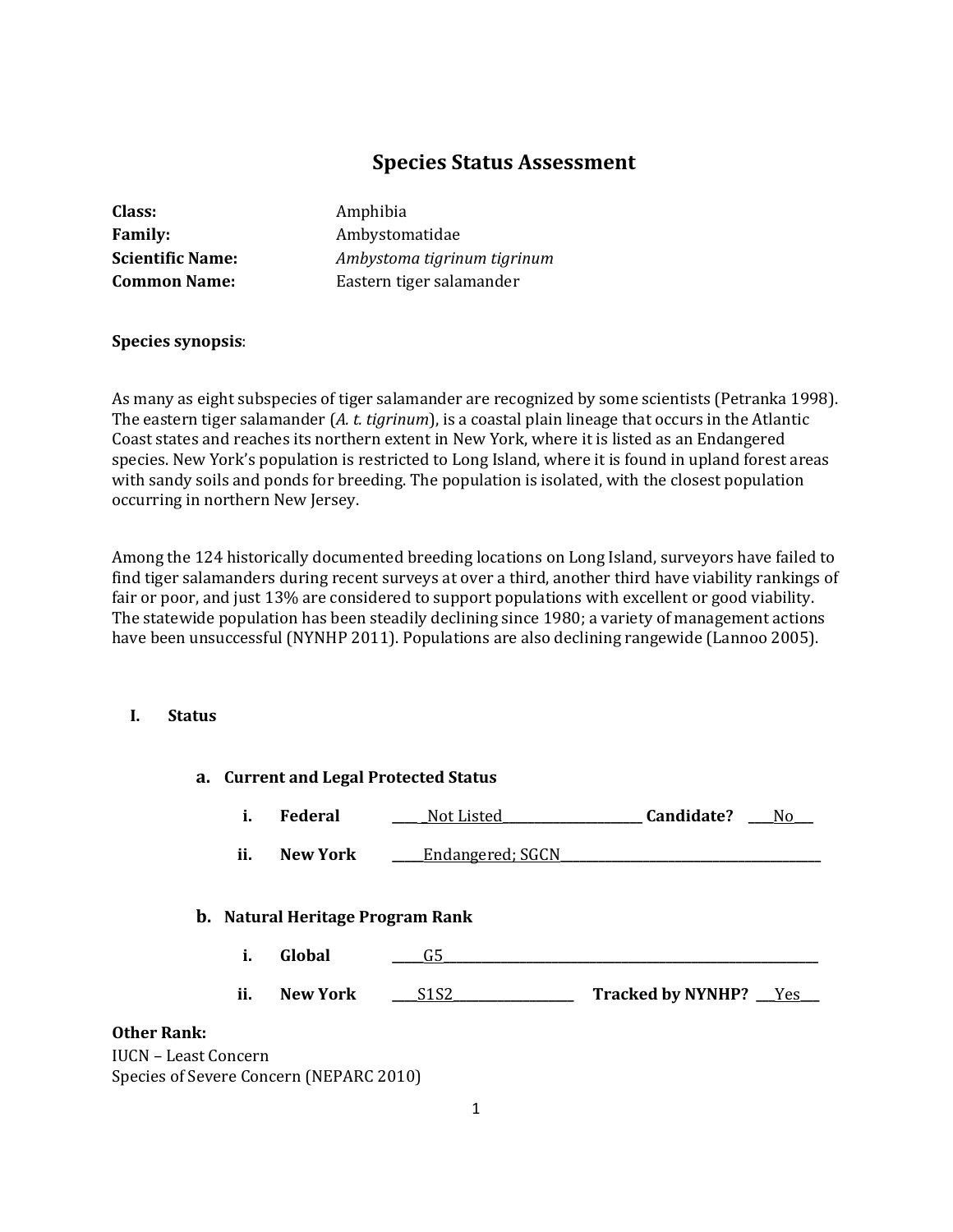# Species Status Assessment

**Class:** Amphibia
**Family:** Ambystomatidae
**Scientific Name:** *Ambystoma tigrinum tigrinum*
**Common Name:** Eastern tiger salamander

**Species synopsis**:

As many as eight subspecies of tiger salamander are recognized by some scientists (Petranka 1998). The eastern tiger salamander (*A. t. tigrinum*), is a coastal plain lineage that occurs in the Atlantic Coast states and reaches its northern extent in New York, where it is listed as an Endangered species. New York's population is restricted to Long Island, where it is found in upland forest areas with sandy soils and ponds for breeding. The population is isolated, with the closest population occurring in northern New Jersey.

Among the 124 historically documented breeding locations on Long Island, surveyors have failed to find tiger salamanders during recent surveys at over a third, another third have viability rankings of fair or poor, and just 13% are considered to support populations with excellent or good viability. The statewide population has been steadily declining since 1980; a variety of management actions have been unsuccessful (NYNHP 2011). Populations are also declining rangewide (Lannoo 2005).

## I. Status

### a. Current and Legal Protected Status

i. **Federal** ______Not Listed______ **Candidate?** ____No___

ii. **New York** _____Endangered; SGCN_____

### b. Natural Heritage Program Rank

i. **Global** _____G5_____

ii. **New York** ____S1S2____ **Tracked by NYNHP?** ___Yes___

**Other Rank:**

IUCN – Least Concern
Species of Severe Concern (NEPARC 2010)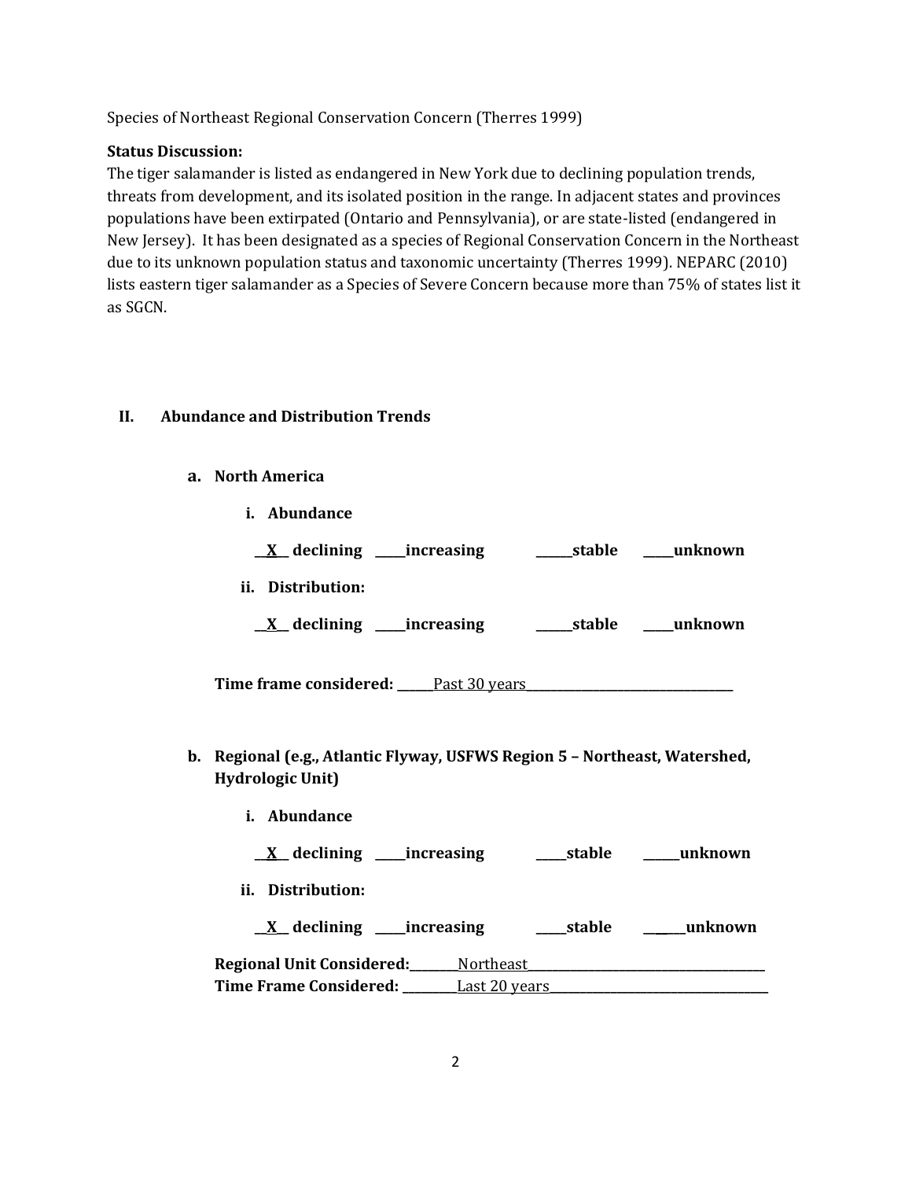Species of Northeast Regional Conservation Concern (Therres 1999)

**Status Discussion:**
The tiger salamander is listed as endangered in New York due to declining population trends, threats from development, and its isolated position in the range. In adjacent states and provinces populations have been extirpated (Ontario and Pennsylvania), or are state-listed (endangered in New Jersey). It has been designated as a species of Regional Conservation Concern in the Northeast due to its unknown population status and taxonomic uncertainty (Therres 1999). NEPARC (2010) lists eastern tiger salamander as a Species of Severe Concern because more than 75% of states list it as SGCN.

## II. Abundance and Distribution Trends

### a. North America

**i. Abundance**

**\_\_X\_\_ declining \_\_\_\_\_increasing \_\_\_\_\_\_stable \_\_\_\_\_unknown**

**ii. Distribution:**

**\_\_X\_\_ declining \_\_\_\_\_increasing \_\_\_\_\_\_stable \_\_\_\_\_unknown**

**Time frame considered:** \_\_\_\_\_\_Past 30 years\_\_\_\_\_\_\_\_\_\_\_\_\_\_\_\_\_\_\_\_\_\_\_\_\_\_\_\_\_\_\_\_\_\_

### b. Regional (e.g., Atlantic Flyway, USFWS Region 5 – Northeast, Watershed, Hydrologic Unit)

**i. Abundance**

**\_\_X\_\_ declining \_\_\_\_\_increasing \_\_\_\_\_stable \_\_\_\_\_\_unknown**

**ii. Distribution:**

**\_\_X\_\_ declining \_\_\_\_\_increasing \_\_\_\_\_stable \_\_\_\_\_\_unknown**

**Regional Unit Considered:**\_\_\_\_\_\_\_\_Northeast\_\_\_\_\_\_\_\_\_\_\_\_\_\_\_\_\_\_\_\_\_\_\_\_\_\_\_\_\_\_\_\_\_\_\_\_\_\_\_
**Time Frame Considered:** \_\_\_\_\_\_\_\_\_\_Last 20 years\_\_\_\_\_\_\_\_\_\_\_\_\_\_\_\_\_\_\_\_\_\_\_\_\_\_\_\_\_\_\_\_\_\_\_\_\_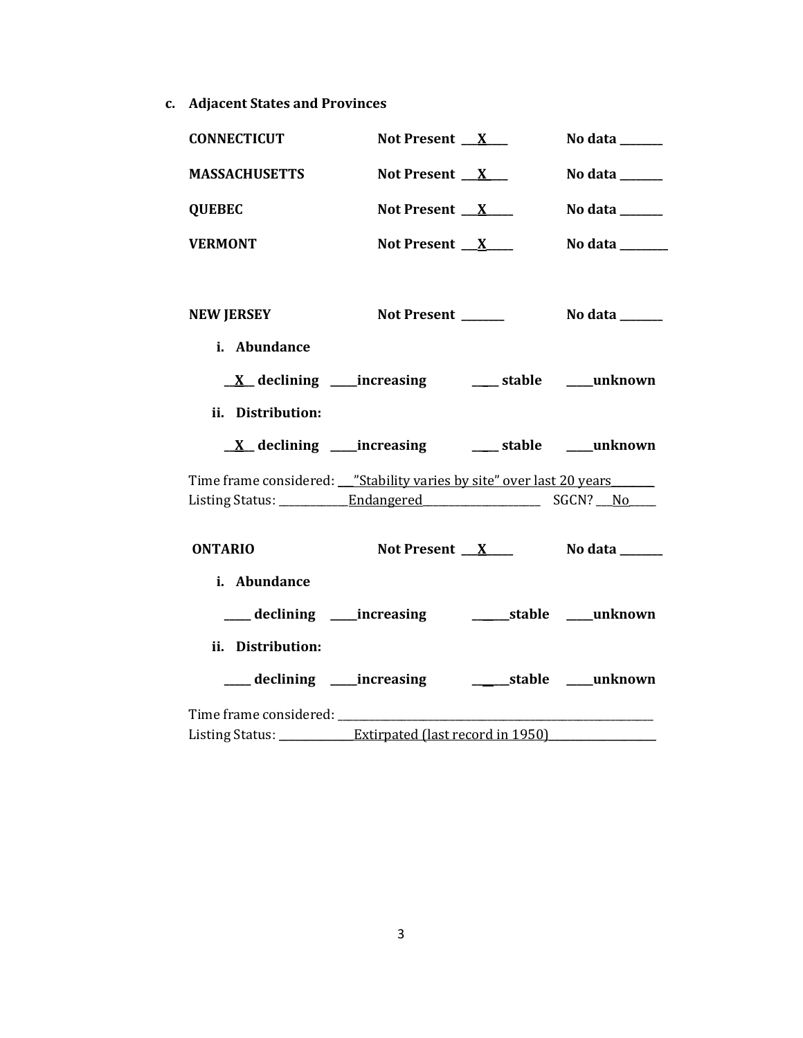**c. Adjacent States and Provinces**

**CONNECTICUT** **Not Present \_\_X\_\_** **No data \_\_\_\_\_\_**

**MASSACHUSETTS** **Not Present \_\_X\_\_** **No data \_\_\_\_\_\_**

**QUEBEC** **Not Present \_\_X\_\_** **No data \_\_\_\_\_\_**

**VERMONT** **Not Present \_\_X\_\_** **No data \_\_\_\_\_\_**

**NEW JERSEY** **Not Present \_\_\_\_\_\_** **No data \_\_\_\_\_\_**

**i. Abundance**

**\_\_X\_\_ declining \_\_\_\_increasing \_\_\_\_ stable \_\_\_\_unknown**

**ii. Distribution:**

**\_\_X\_\_ declining \_\_\_\_increasing \_\_\_\_ stable \_\_\_\_unknown**

Time frame considered: \_\_"Stability varies by site" over last 20 years\_\_\_\_\_\_
Listing Status: \_\_\_\_\_\_\_\_Endangered\_\_\_\_\_\_\_\_\_\_\_\_ SGCN? \_\_No\_\_\_\_

**ONTARIO** **Not Present \_\_X\_\_** **No data \_\_\_\_\_\_**

**i. Abundance**

**\_\_\_\_ declining \_\_\_\_increasing \_\_\_\_\_stable \_\_\_\_unknown**

**ii. Distribution:**

**\_\_\_\_ declining \_\_\_\_increasing \_\_\_\_\_stable \_\_\_\_unknown**

Time frame considered: \_\_\_\_\_\_\_\_\_\_\_\_\_\_\_\_\_\_\_\_\_\_\_\_\_\_\_\_\_\_\_\_\_\_\_\_\_\_\_\_
Listing Status: \_\_\_\_\_\_\_\_\_Extirpated (last record in 1950)\_\_\_\_\_\_\_\_\_\_\_\_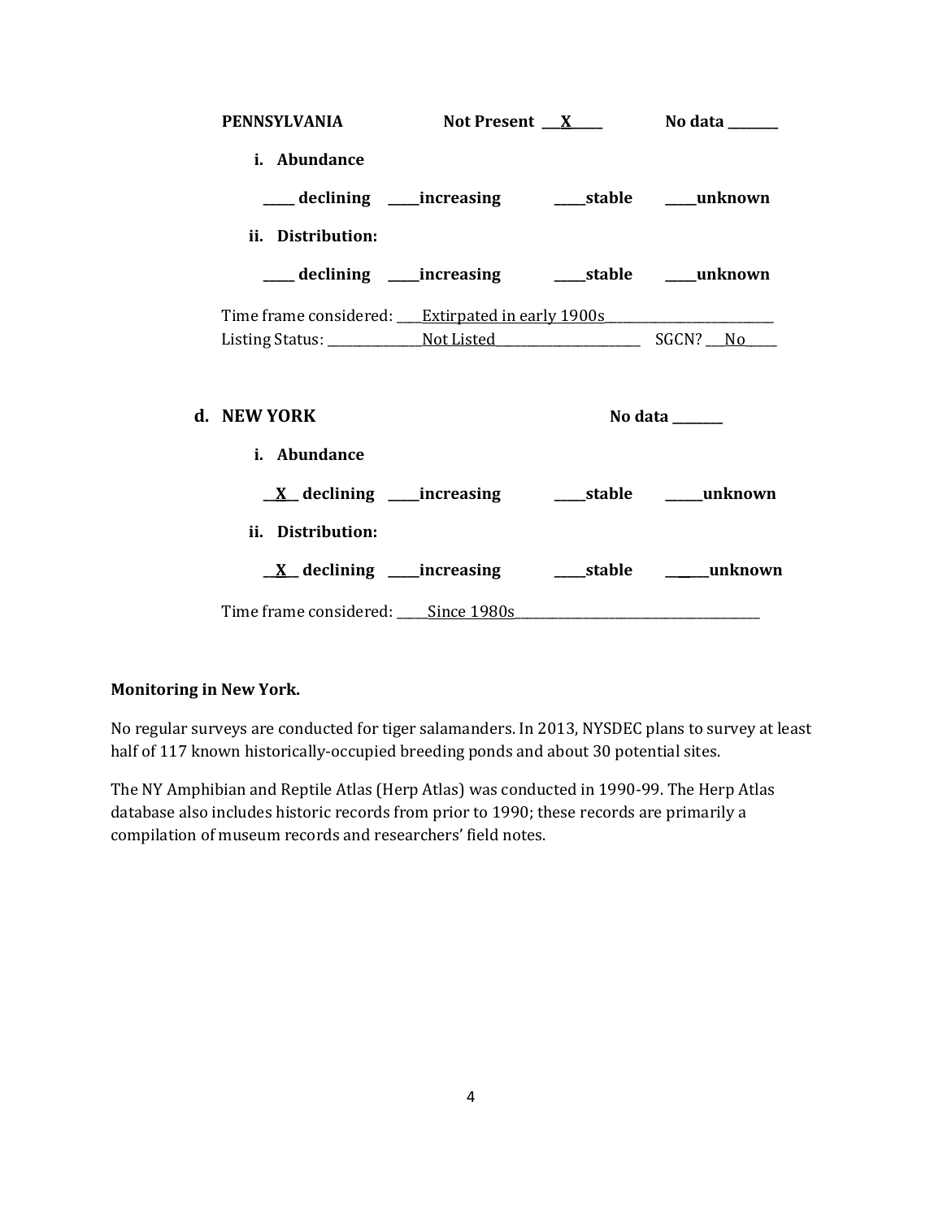**PENNSYLVANIA** **Not Present __X__** **No data ______**

**i. Abundance**

**____ declining ____increasing ____stable ____unknown**

**ii. Distribution:**

**____ declining ____increasing ____stable ____unknown**

Time frame considered: ____Extirpated in early 1900s________________________

Listing Status: ______________Not Listed______________________ SGCN? __No____

**d. NEW YORK** **No data ______**

**i. Abundance**

**__X__ declining ____increasing ____stable _____unknown**

**ii. Distribution:**

**__X__ declining ____increasing ____stable _____unknown**

Time frame considered: _____Since 1980s_____________________________________

**Monitoring in New York.**

No regular surveys are conducted for tiger salamanders. In 2013, NYSDEC plans to survey at least half of 117 known historically-occupied breeding ponds and about 30 potential sites.

The NY Amphibian and Reptile Atlas (Herp Atlas) was conducted in 1990-99. The Herp Atlas database also includes historic records from prior to 1990; these records are primarily a compilation of museum records and researchers' field notes.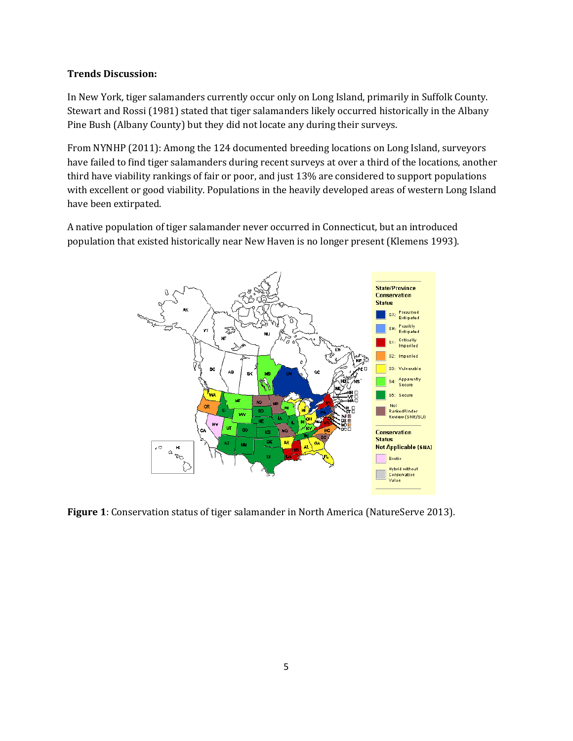**Trends Discussion:**

In New York, tiger salamanders currently occur only on Long Island, primarily in Suffolk County. Stewart and Rossi (1981) stated that tiger salamanders likely occurred historically in the Albany Pine Bush (Albany County) but they did not locate any during their surveys.

From NYNHP (2011): Among the 124 documented breeding locations on Long Island, surveyors have failed to find tiger salamanders during recent surveys at over a third of the locations, another third have viability rankings of fair or poor, and just 13% are considered to support populations with excellent or good viability. Populations in the heavily developed areas of western Long Island have been extirpated.

A native population of tiger salamander never occurred in Connecticut, but an introduced population that existed historically near New Haven is no longer present (Klemens 1993).

**Figure 1**: Conservation status of tiger salamander in North America (NatureServe 2013).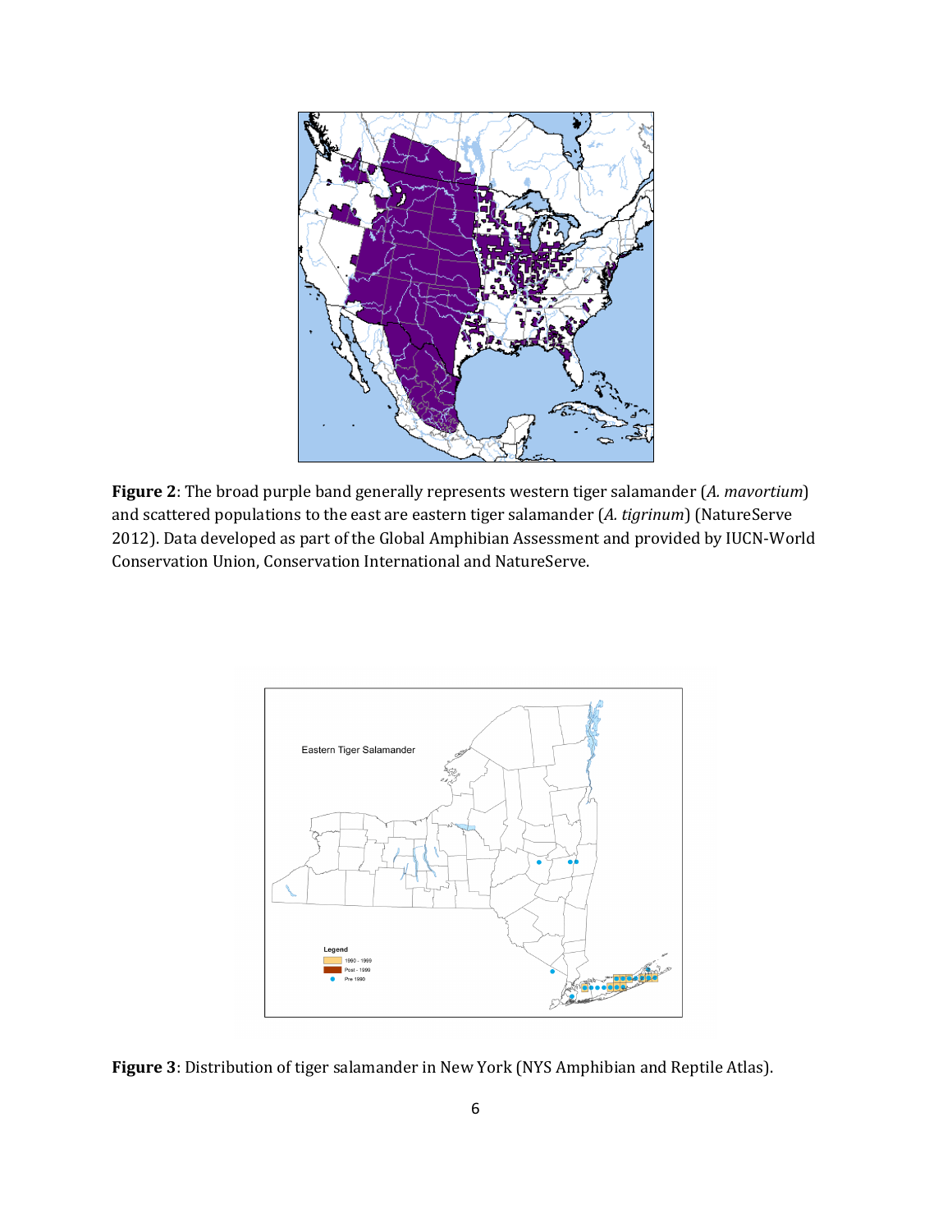**Figure 2**: The broad purple band generally represents western tiger salamander (*A. mavortium*) and scattered populations to the east are eastern tiger salamander (*A. tigrinum*) (NatureServe 2012). Data developed as part of the Global Amphibian Assessment and provided by IUCN-World Conservation Union, Conservation International and NatureServe.

**Figure 3**: Distribution of tiger salamander in New York (NYS Amphibian and Reptile Atlas).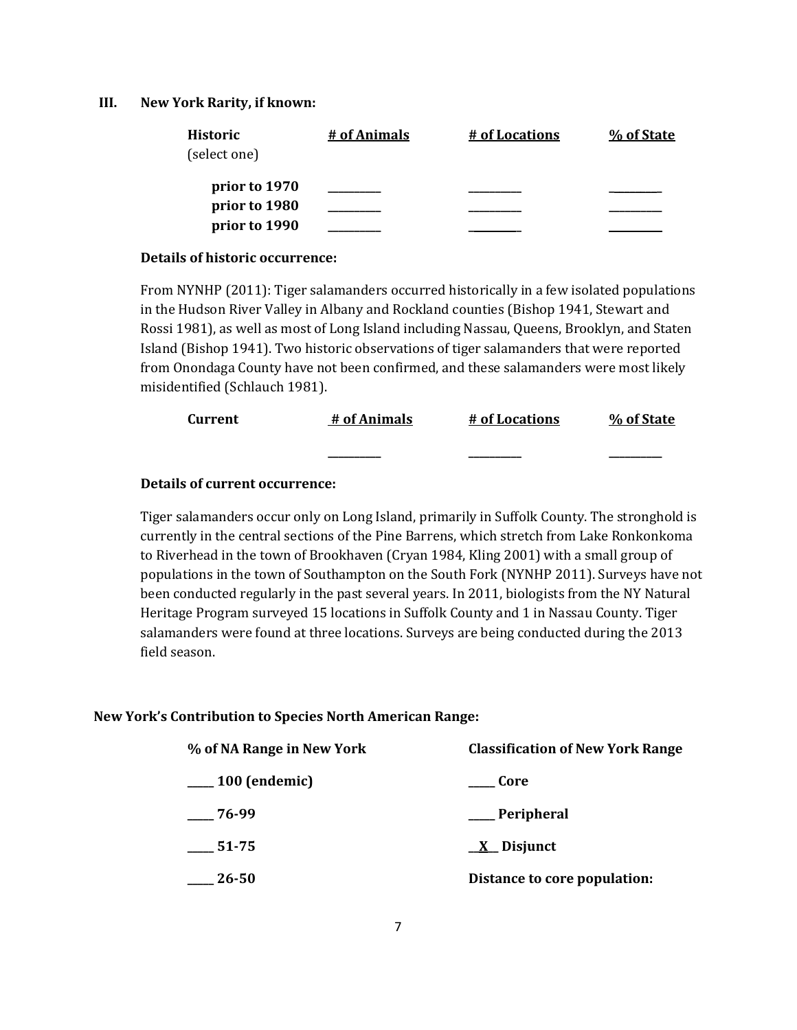### III. New York Rarity, if known:

| Historic (select one) | # of Animals | # of Locations | % of State |
|---|---|---|---|
| **prior to 1970** | ________ | ________ | ________ |
| **prior to 1980** | ________ | ________ | ________ |
| **prior to 1990** | ________ | ________ | ________ |

**Details of historic occurrence:**

From NYNHP (2011): Tiger salamanders occurred historically in a few isolated populations in the Hudson River Valley in Albany and Rockland counties (Bishop 1941, Stewart and Rossi 1981), as well as most of Long Island including Nassau, Queens, Brooklyn, and Staten Island (Bishop 1941). Two historic observations of tiger salamanders that were reported from Onondaga County have not been confirmed, and these salamanders were most likely misidentified (Schlauch 1981).

| Current | # of Animals | # of Locations | % of State |
|---|---|---|---|
| | ________ | ________ | ________ |

**Details of current occurrence:**

Tiger salamanders occur only on Long Island, primarily in Suffolk County. The stronghold is currently in the central sections of the Pine Barrens, which stretch from Lake Ronkonkoma to Riverhead in the town of Brookhaven (Cryan 1984, Kling 2001) with a small group of populations in the town of Southampton on the South Fork (NYNHP 2011). Surveys have not been conducted regularly in the past several years. In 2011, biologists from the NY Natural Heritage Program surveyed 15 locations in Suffolk County and 1 in Nassau County. Tiger salamanders were found at three locations. Surveys are being conducted during the 2013 field season.

**New York's Contribution to Species North American Range:**

| % of NA Range in New York | Classification of New York Range |
|---|---|
| ____ 100 (endemic) | ____ Core |
| ____ 76-99 | ____ Peripheral |
| ____ 51-75 | __X__ Disjunct |
| ____ 26-50 | Distance to core population: |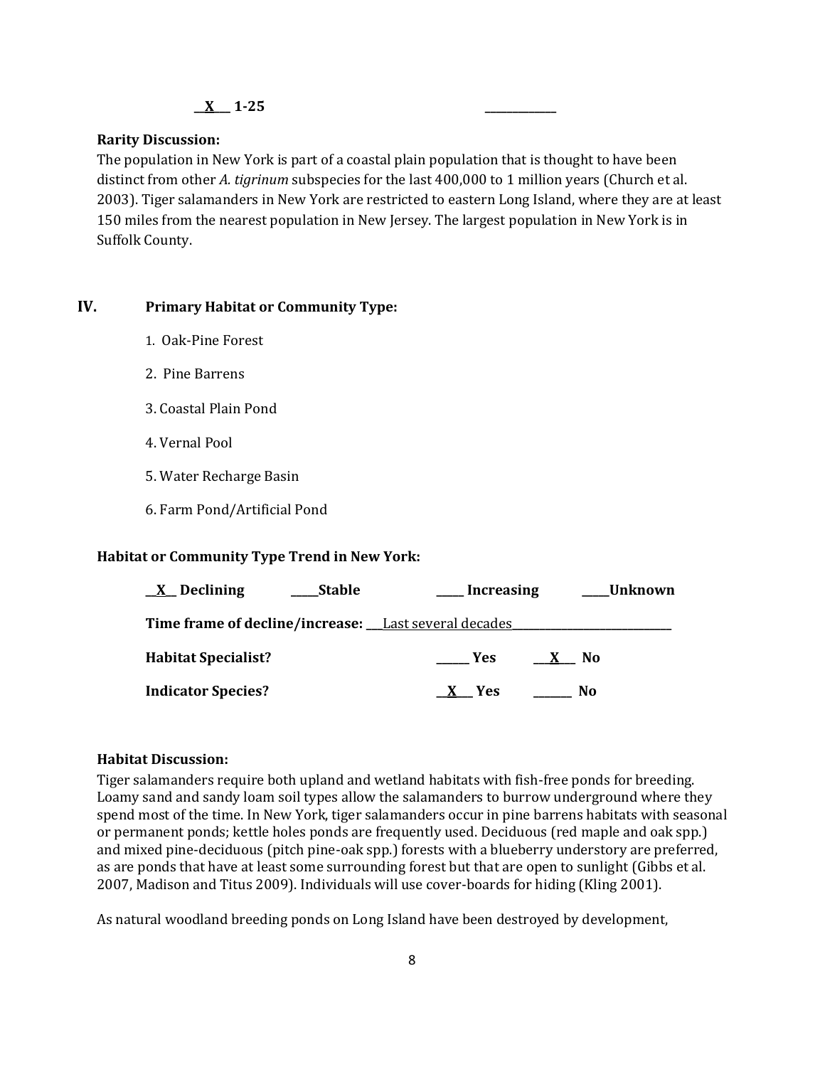__X__ 1-25 ____________

**Rarity Discussion:**

The population in New York is part of a coastal plain population that is thought to have been distinct from other *A. tigrinum* subspecies for the last 400,000 to 1 million years (Church et al. 2003). Tiger salamanders in New York are restricted to eastern Long Island, where they are at least 150 miles from the nearest population in New Jersey. The largest population in New York is in Suffolk County.

## IV. Primary Habitat or Community Type:

1. Oak-Pine Forest
2. Pine Barrens
3. Coastal Plain Pond
4. Vernal Pool
5. Water Recharge Basin
6. Farm Pond/Artificial Pond

**Habitat or Community Type Trend in New York:**

**__X__ Declining** **_____Stable** **_____ Increasing** **_____Unknown**

**Time frame of decline/increase:** ___Last several decades___________________________

**Habitat Specialist?** ______ **Yes** ___X___ **No**

**Indicator Species?** __X___ **Yes** _______ **No**

**Habitat Discussion:**

Tiger salamanders require both upland and wetland habitats with fish-free ponds for breeding. Loamy sand and sandy loam soil types allow the salamanders to burrow underground where they spend most of the time. In New York, tiger salamanders occur in pine barrens habitats with seasonal or permanent ponds; kettle holes ponds are frequently used. Deciduous (red maple and oak spp.) and mixed pine-deciduous (pitch pine-oak spp.) forests with a blueberry understory are preferred, as are ponds that have at least some surrounding forest but that are open to sunlight (Gibbs et al. 2007, Madison and Titus 2009). Individuals will use cover-boards for hiding (Kling 2001).

As natural woodland breeding ponds on Long Island have been destroyed by development,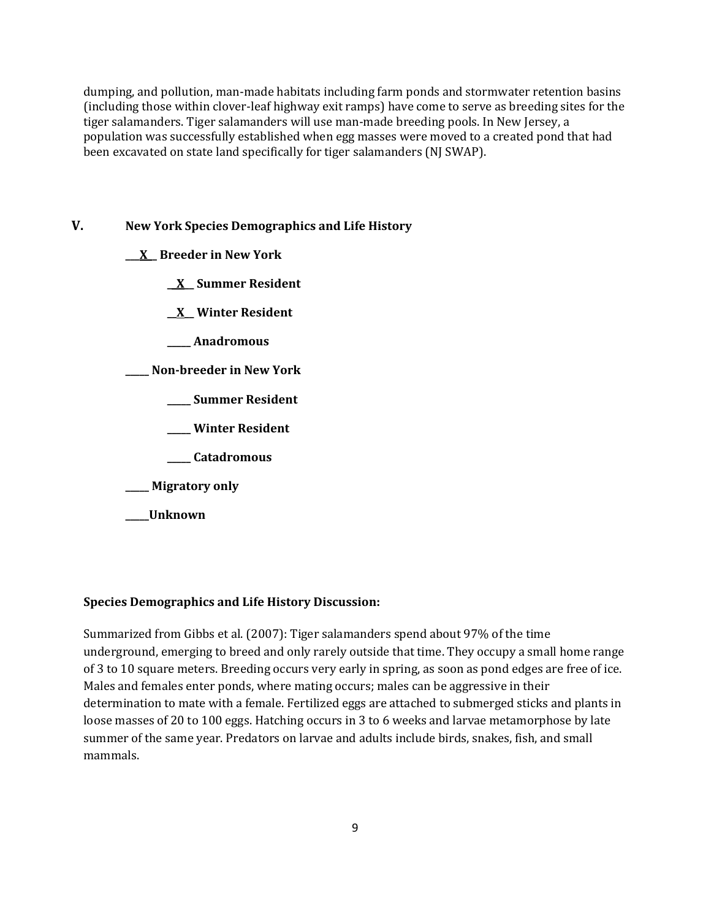dumping, and pollution, man-made habitats including farm ponds and stormwater retention basins (including those within clover-leaf highway exit ramps) have come to serve as breeding sites for the tiger salamanders. Tiger salamanders will use man-made breeding pools. In New Jersey, a population was successfully established when egg masses were moved to a created pond that had been excavated on state land specifically for tiger salamanders (NJ SWAP).

## V. New York Species Demographics and Life History

**\_\_X\_\_ Breeder in New York**

  **\_\_X\_\_ Summer Resident**

  **\_\_X\_\_ Winter Resident**

  **\_\_\_\_\_ Anadromous**

**\_\_\_\_\_ Non-breeder in New York**

  **\_\_\_\_\_ Summer Resident**

  **\_\_\_\_\_ Winter Resident**

  **\_\_\_\_\_ Catadromous**

**\_\_\_\_\_ Migratory only**

**\_\_\_\_\_Unknown**

**Species Demographics and Life History Discussion:**

Summarized from Gibbs et al. (2007): Tiger salamanders spend about 97% of the time underground, emerging to breed and only rarely outside that time. They occupy a small home range of 3 to 10 square meters. Breeding occurs very early in spring, as soon as pond edges are free of ice. Males and females enter ponds, where mating occurs; males can be aggressive in their determination to mate with a female. Fertilized eggs are attached to submerged sticks and plants in loose masses of 20 to 100 eggs. Hatching occurs in 3 to 6 weeks and larvae metamorphose by late summer of the same year. Predators on larvae and adults include birds, snakes, fish, and small mammals.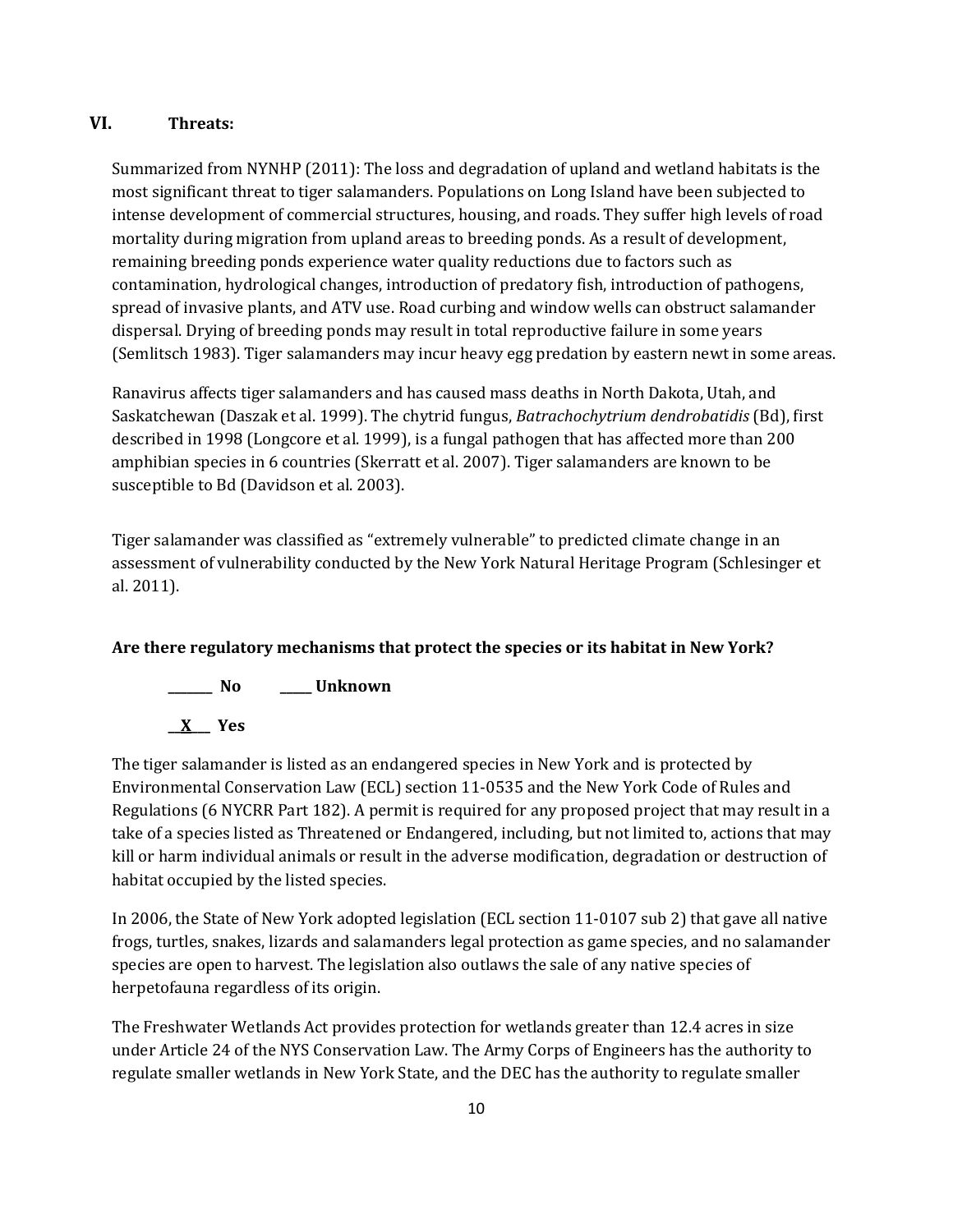## VI. Threats:

Summarized from NYNHP (2011): The loss and degradation of upland and wetland habitats is the most significant threat to tiger salamanders. Populations on Long Island have been subjected to intense development of commercial structures, housing, and roads. They suffer high levels of road mortality during migration from upland areas to breeding ponds. As a result of development, remaining breeding ponds experience water quality reductions due to factors such as contamination, hydrological changes, introduction of predatory fish, introduction of pathogens, spread of invasive plants, and ATV use. Road curbing and window wells can obstruct salamander dispersal. Drying of breeding ponds may result in total reproductive failure in some years (Semlitsch 1983). Tiger salamanders may incur heavy egg predation by eastern newt in some areas.

Ranavirus affects tiger salamanders and has caused mass deaths in North Dakota, Utah, and Saskatchewan (Daszak et al. 1999). The chytrid fungus, *Batrachochytrium dendrobatidis* (Bd), first described in 1998 (Longcore et al. 1999), is a fungal pathogen that has affected more than 200 amphibian species in 6 countries (Skerratt et al. 2007). Tiger salamanders are known to be susceptible to Bd (Davidson et al. 2003).

Tiger salamander was classified as "extremely vulnerable" to predicted climate change in an assessment of vulnerability conducted by the New York Natural Heritage Program (Schlesinger et al. 2011).

**Are there regulatory mechanisms that protect the species or its habitat in New York?**

**_______ No** **_____ Unknown**

**__X___ Yes**

The tiger salamander is listed as an endangered species in New York and is protected by Environmental Conservation Law (ECL) section 11-0535 and the New York Code of Rules and Regulations (6 NYCRR Part 182). A permit is required for any proposed project that may result in a take of a species listed as Threatened or Endangered, including, but not limited to, actions that may kill or harm individual animals or result in the adverse modification, degradation or destruction of habitat occupied by the listed species.

In 2006, the State of New York adopted legislation (ECL section 11-0107 sub 2) that gave all native frogs, turtles, snakes, lizards and salamanders legal protection as game species, and no salamander species are open to harvest. The legislation also outlaws the sale of any native species of herpetofauna regardless of its origin.

The Freshwater Wetlands Act provides protection for wetlands greater than 12.4 acres in size under Article 24 of the NYS Conservation Law. The Army Corps of Engineers has the authority to regulate smaller wetlands in New York State, and the DEC has the authority to regulate smaller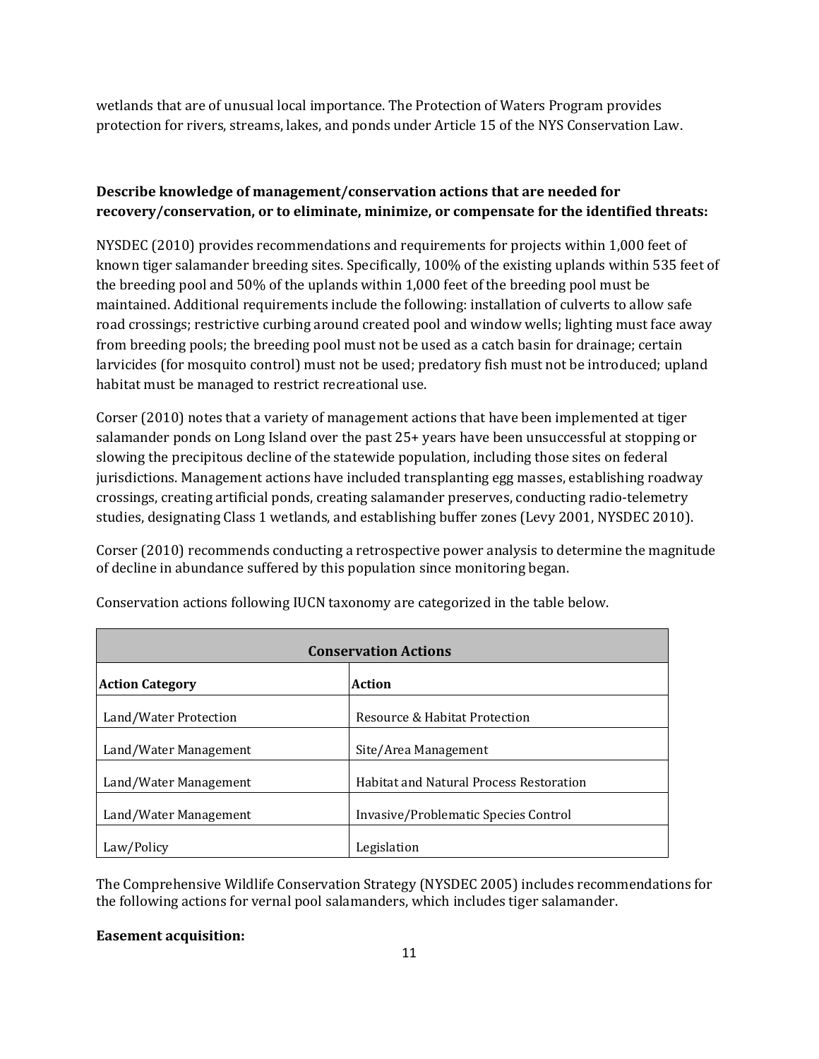wetlands that are of unusual local importance. The Protection of Waters Program provides protection for rivers, streams, lakes, and ponds under Article 15 of the NYS Conservation Law.

**Describe knowledge of management/conservation actions that are needed for recovery/conservation, or to eliminate, minimize, or compensate for the identified threats:**

NYSDEC (2010) provides recommendations and requirements for projects within 1,000 feet of known tiger salamander breeding sites. Specifically, 100% of the existing uplands within 535 feet of the breeding pool and 50% of the uplands within 1,000 feet of the breeding pool must be maintained. Additional requirements include the following: installation of culverts to allow safe road crossings; restrictive curbing around created pool and window wells; lighting must face away from breeding pools; the breeding pool must not be used as a catch basin for drainage; certain larvicides (for mosquito control) must not be used; predatory fish must not be introduced; upland habitat must be managed to restrict recreational use.

Corser (2010) notes that a variety of management actions that have been implemented at tiger salamander ponds on Long Island over the past 25+ years have been unsuccessful at stopping or slowing the precipitous decline of the statewide population, including those sites on federal jurisdictions. Management actions have included transplanting egg masses, establishing roadway crossings, creating artificial ponds, creating salamander preserves, conducting radio-telemetry studies, designating Class 1 wetlands, and establishing buffer zones (Levy 2001, NYSDEC 2010).

Corser (2010) recommends conducting a retrospective power analysis to determine the magnitude of decline in abundance suffered by this population since monitoring began.

Conservation actions following IUCN taxonomy are categorized in the table below.

| **Conservation Actions** | |
|---|---|
| **Action Category** | **Action** |
| Land/Water Protection | Resource & Habitat Protection |
| Land/Water Management | Site/Area Management |
| Land/Water Management | Habitat and Natural Process Restoration |
| Land/Water Management | Invasive/Problematic Species Control |
| Law/Policy | Legislation |

The Comprehensive Wildlife Conservation Strategy (NYSDEC 2005) includes recommendations for the following actions for vernal pool salamanders, which includes tiger salamander.

**Easement acquisition:**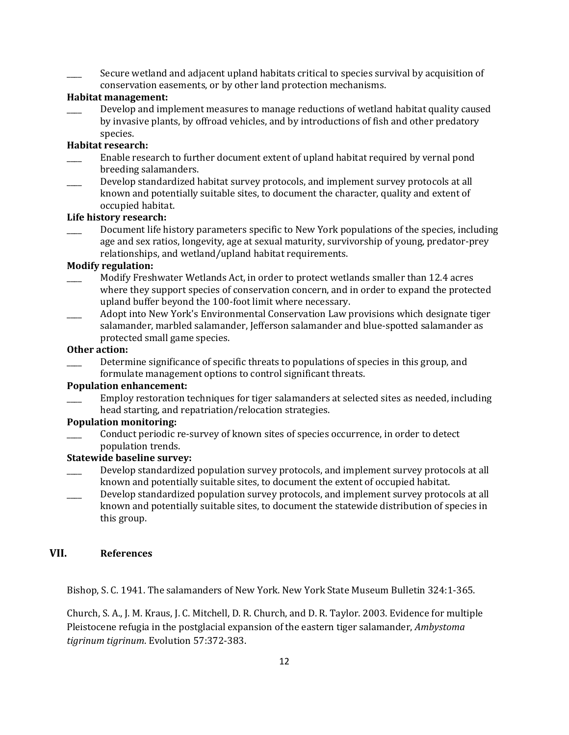____ Secure wetland and adjacent upland habitats critical to species survival by acquisition of conservation easements, or by other land protection mechanisms.

**Habitat management:**

____ Develop and implement measures to manage reductions of wetland habitat quality caused by invasive plants, by offroad vehicles, and by introductions of fish and other predatory species.

**Habitat research:**

____ Enable research to further document extent of upland habitat required by vernal pond breeding salamanders.

____ Develop standardized habitat survey protocols, and implement survey protocols at all known and potentially suitable sites, to document the character, quality and extent of occupied habitat.

**Life history research:**

____ Document life history parameters specific to New York populations of the species, including age and sex ratios, longevity, age at sexual maturity, survivorship of young, predator-prey relationships, and wetland/upland habitat requirements.

**Modify regulation:**

____ Modify Freshwater Wetlands Act, in order to protect wetlands smaller than 12.4 acres where they support species of conservation concern, and in order to expand the protected upland buffer beyond the 100-foot limit where necessary.

____ Adopt into New York's Environmental Conservation Law provisions which designate tiger salamander, marbled salamander, Jefferson salamander and blue-spotted salamander as protected small game species.

**Other action:**

____ Determine significance of specific threats to populations of species in this group, and formulate management options to control significant threats.

**Population enhancement:**

____ Employ restoration techniques for tiger salamanders at selected sites as needed, including head starting, and repatriation/relocation strategies.

**Population monitoring:**

____ Conduct periodic re-survey of known sites of species occurrence, in order to detect population trends.

**Statewide baseline survey:**

____ Develop standardized population survey protocols, and implement survey protocols at all known and potentially suitable sites, to document the extent of occupied habitat.

____ Develop standardized population survey protocols, and implement survey protocols at all known and potentially suitable sites, to document the statewide distribution of species in this group.

## VII. References

Bishop, S. C. 1941. The salamanders of New York. New York State Museum Bulletin 324:1-365.

Church, S. A., J. M. Kraus, J. C. Mitchell, D. R. Church, and D. R. Taylor. 2003. Evidence for multiple Pleistocene refugia in the postglacial expansion of the eastern tiger salamander, *Ambystoma tigrinum tigrinum*. Evolution 57:372-383.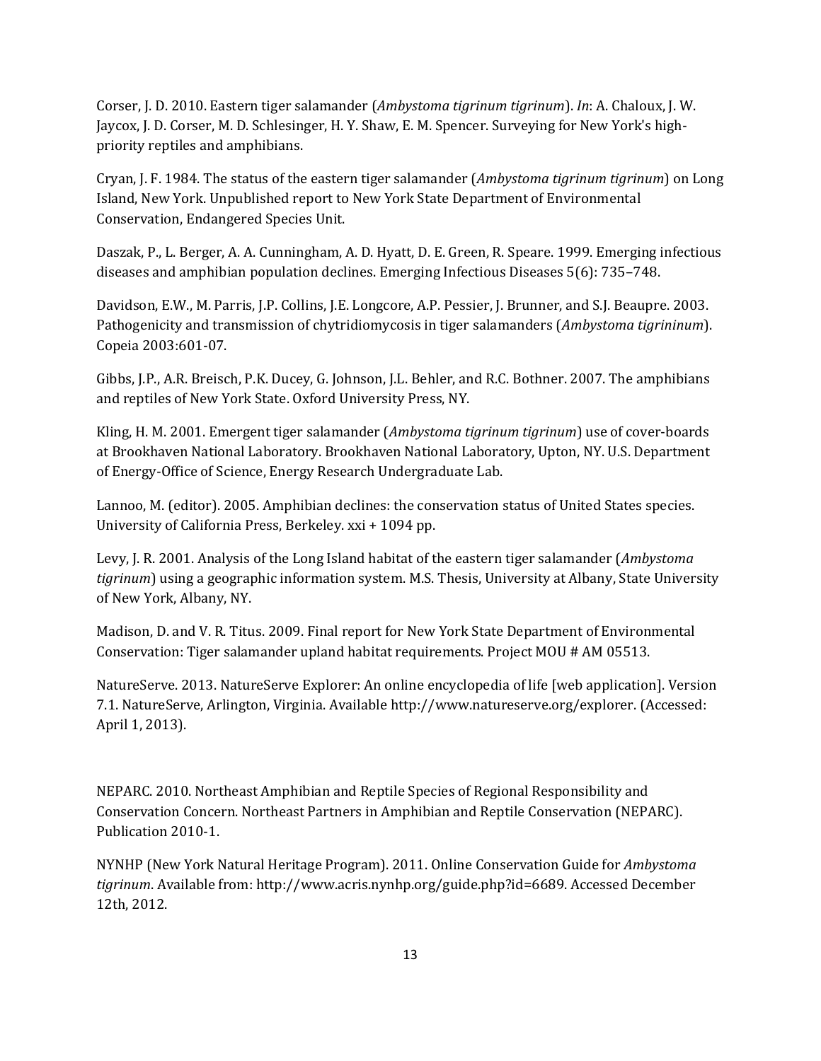Corser, J. D. 2010. Eastern tiger salamander (*Ambystoma tigrinum tigrinum*). *In*: A. Chaloux, J. W. Jaycox, J. D. Corser, M. D. Schlesinger, H. Y. Shaw, E. M. Spencer. Surveying for New York's high-priority reptiles and amphibians.

Cryan, J. F. 1984. The status of the eastern tiger salamander (*Ambystoma tigrinum tigrinum*) on Long Island, New York. Unpublished report to New York State Department of Environmental Conservation, Endangered Species Unit.

Daszak, P., L. Berger, A. A. Cunningham, A. D. Hyatt, D. E. Green, R. Speare. 1999. Emerging infectious diseases and amphibian population declines. Emerging Infectious Diseases 5(6): 735–748.

Davidson, E.W., M. Parris, J.P. Collins, J.E. Longcore, A.P. Pessier, J. Brunner, and S.J. Beaupre. 2003. Pathogenicity and transmission of chytridiomycosis in tiger salamanders (*Ambystoma tigrininum*). Copeia 2003:601-07.

Gibbs, J.P., A.R. Breisch, P.K. Ducey, G. Johnson, J.L. Behler, and R.C. Bothner. 2007. The amphibians and reptiles of New York State. Oxford University Press, NY.

Kling, H. M. 2001. Emergent tiger salamander (*Ambystoma tigrinum tigrinum*) use of cover-boards at Brookhaven National Laboratory. Brookhaven National Laboratory, Upton, NY. U.S. Department of Energy-Office of Science, Energy Research Undergraduate Lab.

Lannoo, M. (editor). 2005. Amphibian declines: the conservation status of United States species. University of California Press, Berkeley. xxi + 1094 pp.

Levy, J. R. 2001. Analysis of the Long Island habitat of the eastern tiger salamander (*Ambystoma tigrinum*) using a geographic information system. M.S. Thesis, University at Albany, State University of New York, Albany, NY.

Madison, D. and V. R. Titus. 2009. Final report for New York State Department of Environmental Conservation: Tiger salamander upland habitat requirements. Project MOU # AM 05513.

NatureServe. 2013. NatureServe Explorer: An online encyclopedia of life [web application]. Version 7.1. NatureServe, Arlington, Virginia. Available http://www.natureserve.org/explorer. (Accessed: April 1, 2013).

NEPARC. 2010. Northeast Amphibian and Reptile Species of Regional Responsibility and Conservation Concern. Northeast Partners in Amphibian and Reptile Conservation (NEPARC). Publication 2010-1.

NYNHP (New York Natural Heritage Program). 2011. Online Conservation Guide for *Ambystoma tigrinum*. Available from: http://www.acris.nynhp.org/guide.php?id=6689. Accessed December 12th, 2012.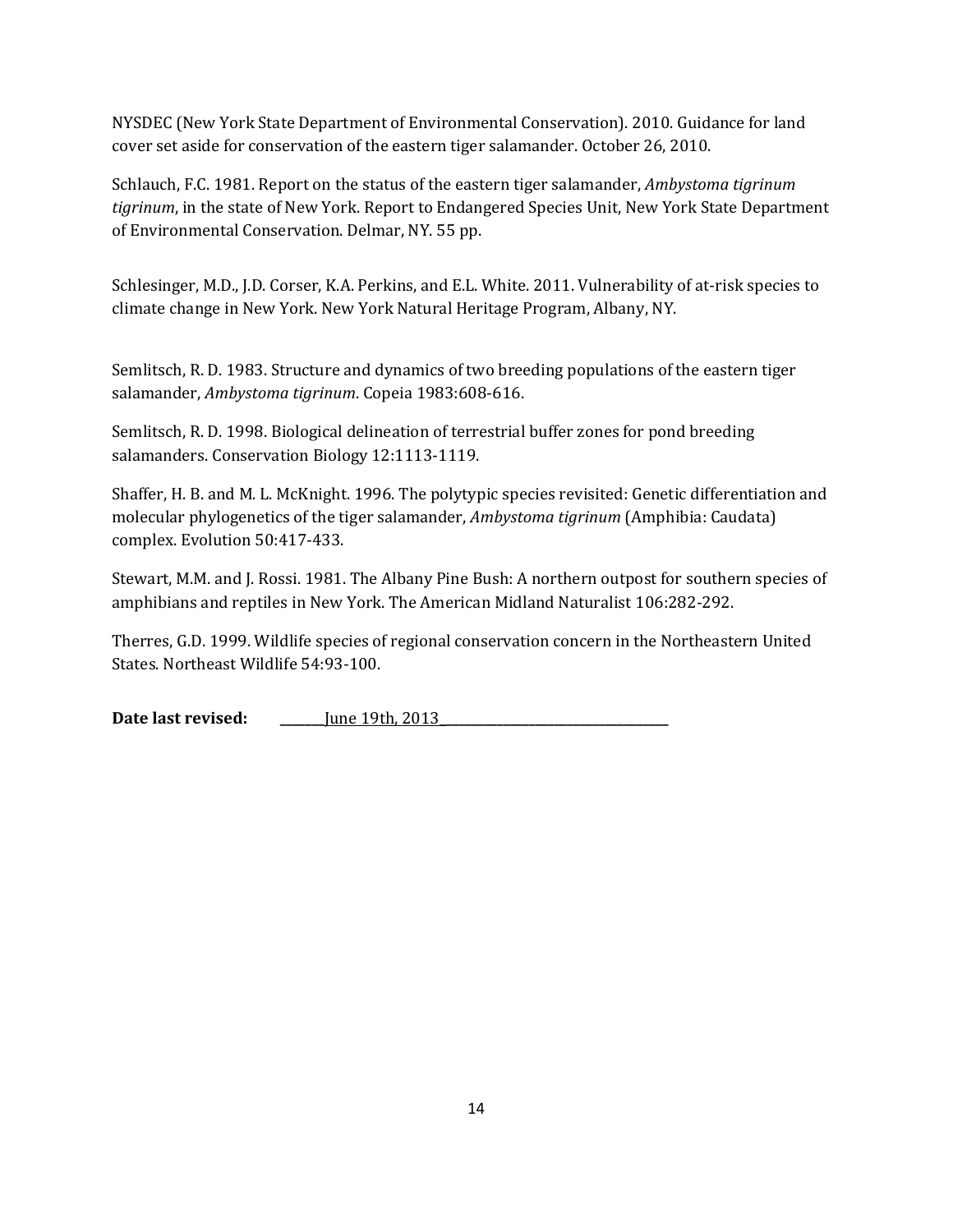NYSDEC (New York State Department of Environmental Conservation). 2010. Guidance for land cover set aside for conservation of the eastern tiger salamander. October 26, 2010.

Schlauch, F.C. 1981. Report on the status of the eastern tiger salamander, *Ambystoma tigrinum tigrinum*, in the state of New York. Report to Endangered Species Unit, New York State Department of Environmental Conservation. Delmar, NY. 55 pp.

Schlesinger, M.D., J.D. Corser, K.A. Perkins, and E.L. White. 2011. Vulnerability of at-risk species to climate change in New York. New York Natural Heritage Program, Albany, NY.

Semlitsch, R. D. 1983. Structure and dynamics of two breeding populations of the eastern tiger salamander, *Ambystoma tigrinum*. Copeia 1983:608-616.

Semlitsch, R. D. 1998. Biological delineation of terrestrial buffer zones for pond breeding salamanders. Conservation Biology 12:1113-1119.

Shaffer, H. B. and M. L. McKnight. 1996. The polytypic species revisited: Genetic differentiation and molecular phylogenetics of the tiger salamander, *Ambystoma tigrinum* (Amphibia: Caudata) complex. Evolution 50:417-433.

Stewart, M.M. and J. Rossi. 1981. The Albany Pine Bush: A northern outpost for southern species of amphibians and reptiles in New York. The American Midland Naturalist 106:282-292.

Therres, G.D. 1999. Wildlife species of regional conservation concern in the Northeastern United States. Northeast Wildlife 54:93-100.

**Date last revised:** June 19th, 2013